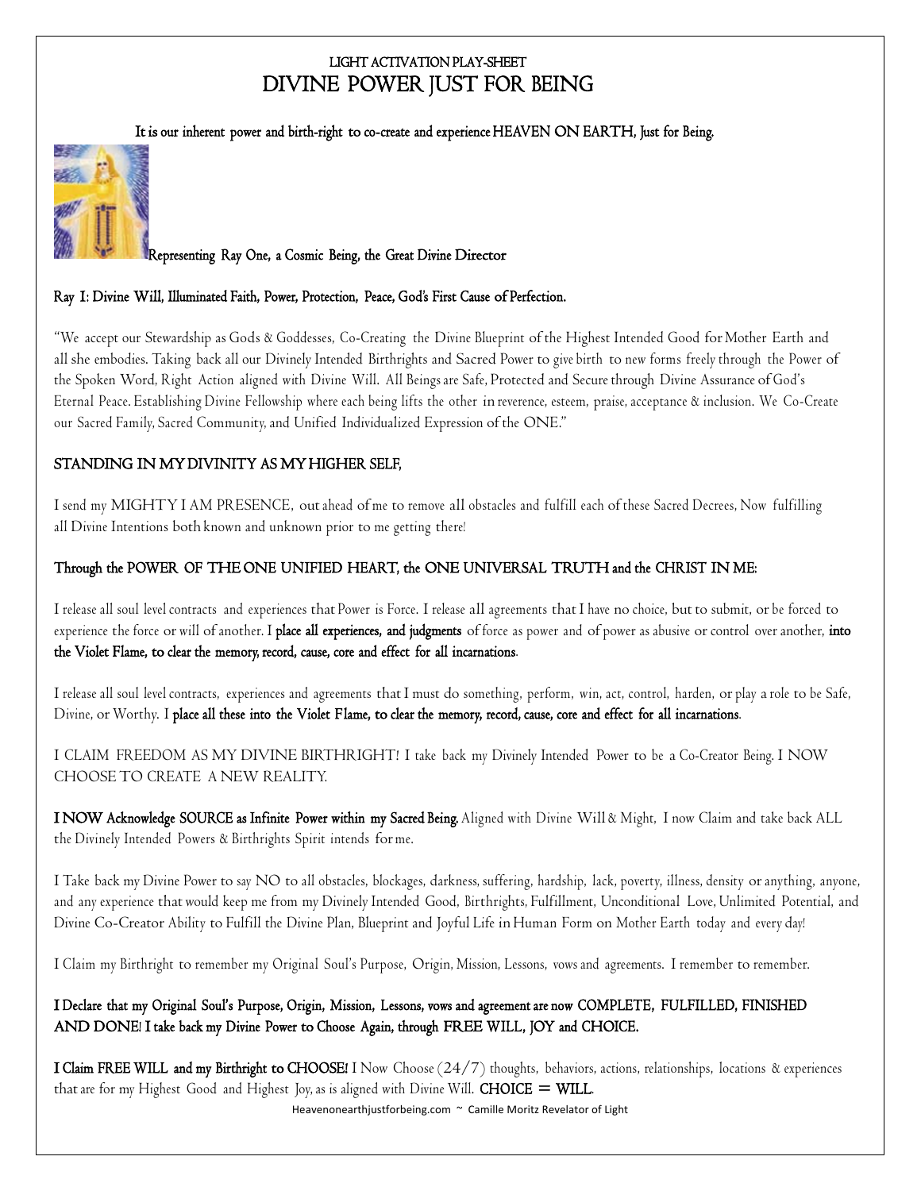LIGHT ACTIVATION PLAY-SHEET

# DIVINE POWER JUST FOR BEING

**It is our inherent power and birth-right to co-create and experience HEAVEN ON EARTH, Just for Being.**

**Representing Ray One, a Cosmic Being, the Great Divine Director**

**Ray I: Divine Will, Illuminated Faith, Power, Protection, Peace, God's First Cause of Perfection.**

"We accept our Stewardship as Gods & Goddesses, Co-Creating the Divine Blueprint of the Highest Intended Good for Mother Earth and all she embodies. Taking back all our Divinely Intended Birthrights and Sacred Power to give birth to new forms freely through the Power of the Spoken Word, Right Action aligned with Divine Will. All Beings are Safe, Protected and Secure through Divine Assurance of God's Eternal Peace. Establishing Divine Fellowship where each being lifts the other in reverence, esteem, praise, acceptance & inclusion. We Co-Create our Sacred Family, Sacred Community, and Unified Individualized Expression of the ONE."

**STANDING IN MY DIVINITY AS MY HIGHER SELF,**

I send my MIGHTY I AM PRESENCE, out ahead of me to remove all obstacles and fulfill each of these Sacred Decrees, Now fulfilling all Divine Intentions both known and unknown prior to me getting there!

**Through the POWER OF THE ONE UNIFIED HEART, the ONE UNIVERSAL TRUTH and the CHRIST IN ME:**

I release all soul level contracts and experiences that Power is Force. I release all agreements that I have no choice, but to submit, or be forced to experience the force or will of another. I **place all experiences, and judgments** of force as power and of power as abusive or control over another, **into the Violet Flame, to clear the memory, record, cause, core and effect for all incarnations**.

I release all soul level contracts, experiences and agreements that I must do something, perform, win, act, control, harden, or play a role to be Safe, Divine, or Worthy. I **place all these into the Violet Flame, to clear the memory, record, cause, core and effect for all incarnations**.

I CLAIM FREEDOM AS MY DIVINE BIRTHRIGHT! I take back my Divinely Intended Power to be a Co-Creator Being. I NOW CHOOSE TO CREATE A NEW REALITY.

**I NOW Acknowledge SOURCE as Infinite Power within my Sacred Being.** Aligned with Divine Will & Might, I now Claim and take back ALL the Divinely Intended Powers & Birthrights Spirit intends for me.

I Take back my Divine Power to say NO to all obstacles, blockages, darkness, suffering, hardship, lack, poverty, illness, density or anything, anyone, and any experience that would keep me from my Divinely Intended Good, Birthrights, Fulfillment, Unconditional Love, Unlimited Potential, and Divine Co-Creator Ability to Fulfill the Divine Plan, Blueprint and Joyful Life in Human Form on Mother Earth today and every day!

I Claim my Birthright to remember my Original Soul's Purpose, Origin, Mission, Lessons, vows and agreements. I remember to remember.

**I Declare that my Original Soul's Purpose, Origin, Mission, Lessons, vows and agreement are now COMPLETE, FULFILLED, FINISHED AND DONE! I take back my Divine Power to Choose Again, through FREE WILL, JOY and CHOICE.**

**I Claim FREE WILL and my Birthright to CHOOSE!** I Now Choose (24/7) thoughts, behaviors, actions, relationships, locations & experiences that are for my Highest Good and Highest Joy, as is aligned with Divine Will. **CHOICE = WILL**.

Heavenonearthjustforbeing.com ~ Camille Moritz Revelator of Light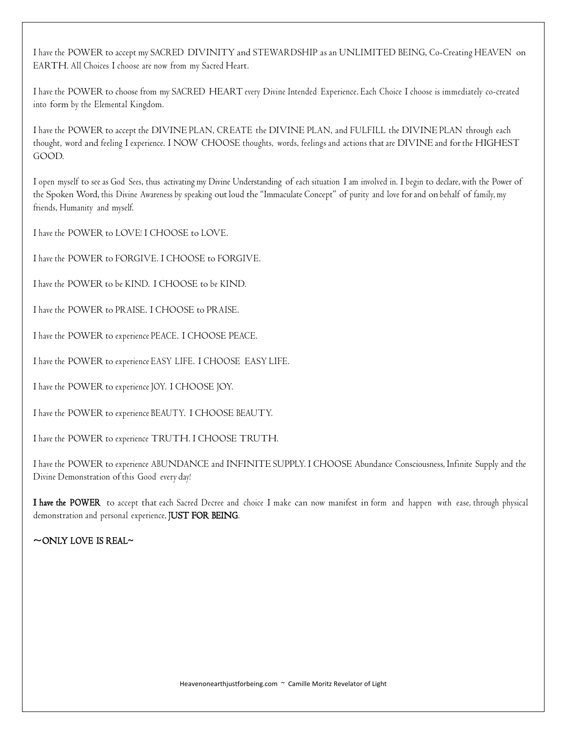I have the POWER to accept my SACRED DIVINITY and STEWARDSHIP as an UNLIMITED BEING, Co-Creating HEAVEN on EARTH. All Choices I choose are now from my Sacred Heart.

I have the POWER to choose from my SACRED HEART every Divine Intended Experience. Each Choice I choose is immediately co-created into form by the Elemental Kingdom.

I have the POWER to accept the DIVINE PLAN, CREATE the DIVINE PLAN, and FULFILL the DIVINE PLAN through each thought, word and feeling I experience. I NOW CHOOSE thoughts, words, feelings and actions that are DIVINE and for the HIGHEST GOOD.

I open myself to see as God Sees, thus activating my Divine Understanding of each situation I am involved in. I begin to declare, with the Power of the Spoken Word, this Divine Awareness by speaking out loud the "Immaculate Concept" of purity and love for and on behalf of family, my friends, Humanity and myself.

I have the POWER to LOVE! I CHOOSE to LOVE.

I have the POWER to FORGIVE. I CHOOSE to FORGIVE.

I have the POWER to be KIND. I CHOOSE to be KIND.

I have the POWER to PRAISE. I CHOOSE to PRAISE.

I have the POWER to experience PEACE. I CHOOSE PEACE.

I have the POWER to experience EASY LIFE. I CHOOSE EASY LIFE.

I have the POWER to experience JOY. I CHOOSE JOY.

I have the POWER to experience BEAUTY. I CHOOSE BEAUTY.

I have the POWER to experience TRUTH. I CHOOSE TRUTH.

I have the POWER to experience ABUNDANCE and INFINITE SUPPLY. I CHOOSE Abundance Consciousness, Infinite Supply and the Divine Demonstration of this Good every day!

**I have the POWER** to accept that each Sacred Decree and choice I make can now manifest in form and happen with ease, through physical demonstration and personal experience, **JUST FOR BEING**.

**~ONLY LOVE IS REAL~**

Heavenonearthjustforbeing.com ~ Camille Moritz Revelator of Light